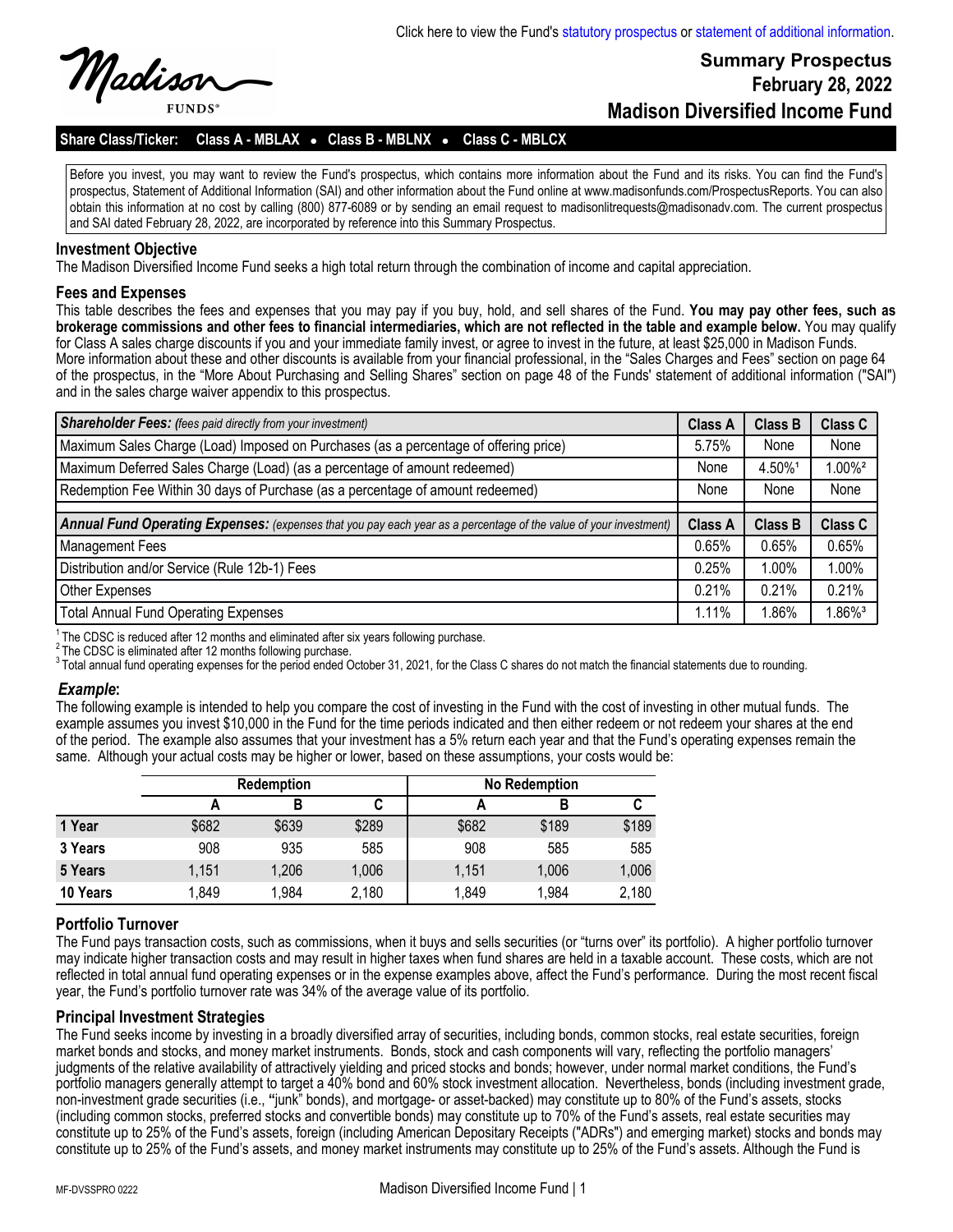Click here to view the Fund's statutory prospectus or statement of additional information.

Madison FUNDS®

# Summary Prospectus
# February 28, 2022
# Madison Diversified Income Fund

**Share Class/Ticker: Class A - MBLAX • Class B - MBLNX • Class C - MBLCX**

Before you invest, you may want to review the Fund's prospectus, which contains more information about the Fund and its risks. You can find the Fund's prospectus, Statement of Additional Information (SAI) and other information about the Fund online at www.madisonfunds.com/ProspectusReports. You can also obtain this information at no cost by calling (800) 877-6089 or by sending an email request to madisonlitrequests@madisonadv.com. The current prospectus and SAI dated February 28, 2022, are incorporated by reference into this Summary Prospectus.

## Investment Objective

The Madison Diversified Income Fund seeks a high total return through the combination of income and capital appreciation.

## Fees and Expenses

This table describes the fees and expenses that you may pay if you buy, hold, and sell shares of the Fund. **You may pay other fees, such as brokerage commissions and other fees to financial intermediaries, which are not reflected in the table and example below.** You may qualify for Class A sales charge discounts if you and your immediate family invest, or agree to invest in the future, at least $25,000 in Madison Funds. More information about these and other discounts is available from your financial professional, in the "Sales Charges and Fees" section on page 64 of the prospectus, in the "More About Purchasing and Selling Shares" section on page 48 of the Funds' statement of additional information ("SAI") and in the sales charge waiver appendix to this prospectus.

| ***Shareholder Fees:*** *(fees paid directly from your investment)* | Class A | Class B | Class C |
|---|---|---|---|
| Maximum Sales Charge (Load) Imposed on Purchases (as a percentage of offering price) | 5.75% | None | None |
| Maximum Deferred Sales Charge (Load) (as a percentage of amount redeemed) | None | 4.50%[1] | 1.00%[2] |
| Redemption Fee Within 30 days of Purchase (as a percentage of amount redeemed) | None | None | None |
| ***Annual Fund Operating Expenses:*** *(expenses that you pay each year as a percentage of the value of your investment)* | **Class A** | **Class B** | **Class C** |
| Management Fees | 0.65% | 0.65% | 0.65% |
| Distribution and/or Service (Rule 12b-1) Fees | 0.25% | 1.00% | 1.00% |
| Other Expenses | 0.21% | 0.21% | 0.21% |
| Total Annual Fund Operating Expenses | 1.11% | 1.86% | 1.86%[3] |

[1] The CDSC is reduced after 12 months and eliminated after six years following purchase.
[2] The CDSC is eliminated after 12 months following purchase.
[3] Total annual fund operating expenses for the period ended October 31, 2021, for the Class C shares do not match the financial statements due to rounding.

### *Example*:

The following example is intended to help you compare the cost of investing in the Fund with the cost of investing in other mutual funds. The example assumes you invest $10,000 in the Fund for the time periods indicated and then either redeem or not redeem your shares at the end of the period. The example also assumes that your investment has a 5% return each year and that the Fund's operating expenses remain the same. Although your actual costs may be higher or lower, based on these assumptions, your costs would be:

| | Redemption | | | No Redemption | | |
|---|---|---|---|---|---|---|
| | A | B | C | A | B | C |
| **1 Year** | $682 | $639 | $289 | $682 | $189 | $189 |
| **3 Years** | 908 | 935 | 585 | 908 | 585 | 585 |
| **5 Years** | 1,151 | 1,206 | 1,006 | 1,151 | 1,006 | 1,006 |
| **10 Years** | 1,849 | 1,984 | 2,180 | 1,849 | 1,984 | 2,180 |

## Portfolio Turnover

The Fund pays transaction costs, such as commissions, when it buys and sells securities (or "turns over" its portfolio). A higher portfolio turnover may indicate higher transaction costs and may result in higher taxes when fund shares are held in a taxable account. These costs, which are not reflected in total annual fund operating expenses or in the expense examples above, affect the Fund's performance. During the most recent fiscal year, the Fund's portfolio turnover rate was 34% of the average value of its portfolio.

## Principal Investment Strategies

The Fund seeks income by investing in a broadly diversified array of securities, including bonds, common stocks, real estate securities, foreign market bonds and stocks, and money market instruments. Bonds, stock and cash components will vary, reflecting the portfolio managers' judgments of the relative availability of attractively yielding and priced stocks and bonds; however, under normal market conditions, the Fund's portfolio managers generally attempt to target a 40% bond and 60% stock investment allocation. Nevertheless, bonds (including investment grade, non-investment grade securities (i.e., "junk" bonds), and mortgage- or asset-backed) may constitute up to 80% of the Fund's assets, stocks (including common stocks, preferred stocks and convertible bonds) may constitute up to 70% of the Fund's assets, real estate securities may constitute up to 25% of the Fund's assets, foreign (including American Depositary Receipts ("ADRs") and emerging market) stocks and bonds may constitute up to 25% of the Fund's assets, and money market instruments may constitute up to 25% of the Fund's assets. Although the Fund is

MF-DVSSPRO 0222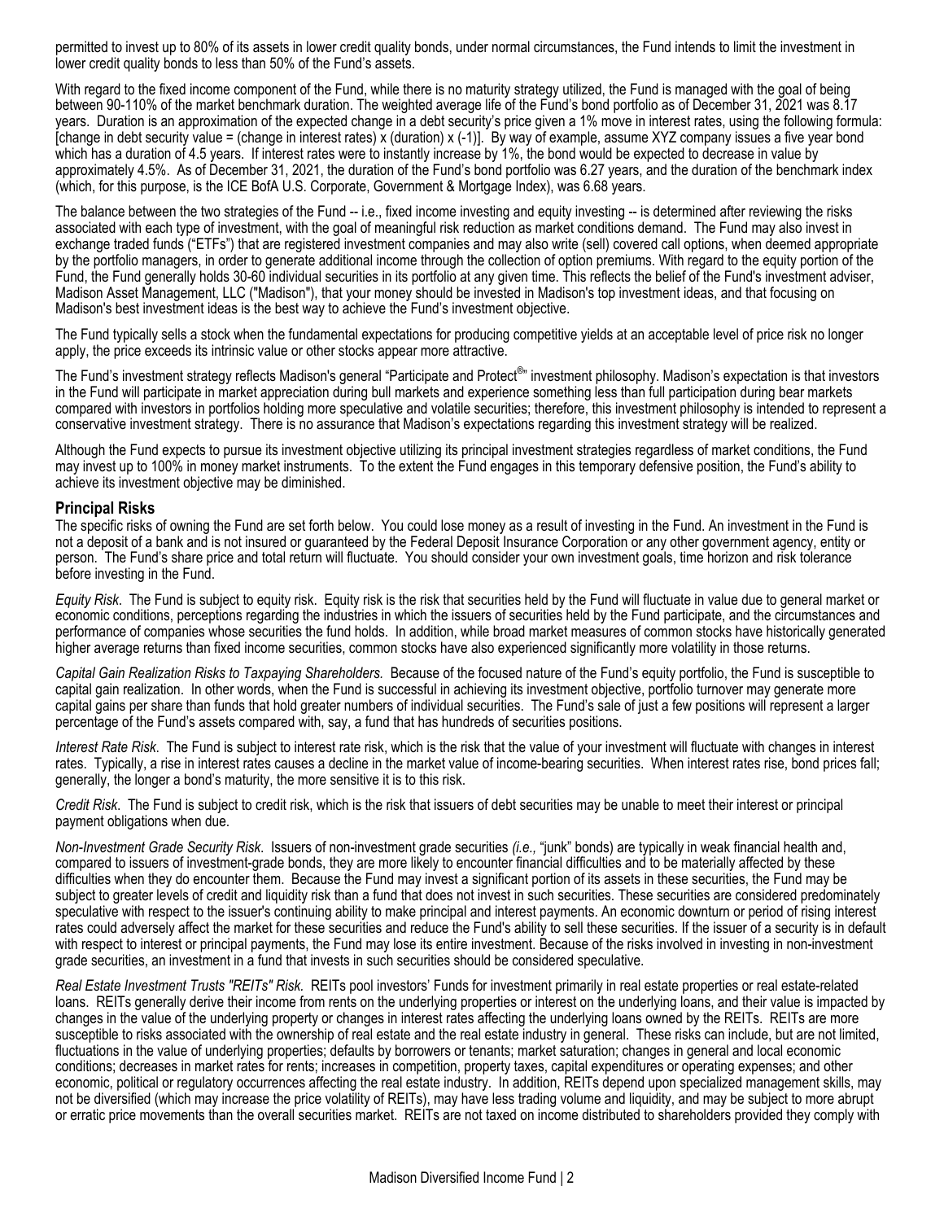permitted to invest up to 80% of its assets in lower credit quality bonds, under normal circumstances, the Fund intends to limit the investment in lower credit quality bonds to less than 50% of the Fund's assets.

With regard to the fixed income component of the Fund, while there is no maturity strategy utilized, the Fund is managed with the goal of being between 90-110% of the market benchmark duration. The weighted average life of the Fund's bond portfolio as of December 31, 2021 was 8.17 years. Duration is an approximation of the expected change in a debt security's price given a 1% move in interest rates, using the following formula: [change in debt security value = (change in interest rates) x (duration) x (-1)]. By way of example, assume XYZ company issues a five year bond which has a duration of 4.5 years. If interest rates were to instantly increase by 1%, the bond would be expected to decrease in value by approximately 4.5%. As of December 31, 2021, the duration of the Fund's bond portfolio was 6.27 years, and the duration of the benchmark index (which, for this purpose, is the ICE BofA U.S. Corporate, Government & Mortgage Index), was 6.68 years.

The balance between the two strategies of the Fund -- i.e., fixed income investing and equity investing -- is determined after reviewing the risks associated with each type of investment, with the goal of meaningful risk reduction as market conditions demand. The Fund may also invest in exchange traded funds ("ETFs") that are registered investment companies and may also write (sell) covered call options, when deemed appropriate by the portfolio managers, in order to generate additional income through the collection of option premiums. With regard to the equity portion of the Fund, the Fund generally holds 30-60 individual securities in its portfolio at any given time. This reflects the belief of the Fund's investment adviser, Madison Asset Management, LLC ("Madison"), that your money should be invested in Madison's top investment ideas, and that focusing on Madison's best investment ideas is the best way to achieve the Fund's investment objective.

The Fund typically sells a stock when the fundamental expectations for producing competitive yields at an acceptable level of price risk no longer apply, the price exceeds its intrinsic value or other stocks appear more attractive.

The Fund's investment strategy reflects Madison's general "Participate and Protect®" investment philosophy. Madison's expectation is that investors in the Fund will participate in market appreciation during bull markets and experience something less than full participation during bear markets compared with investors in portfolios holding more speculative and volatile securities; therefore, this investment philosophy is intended to represent a conservative investment strategy. There is no assurance that Madison's expectations regarding this investment strategy will be realized.

Although the Fund expects to pursue its investment objective utilizing its principal investment strategies regardless of market conditions, the Fund may invest up to 100% in money market instruments. To the extent the Fund engages in this temporary defensive position, the Fund's ability to achieve its investment objective may be diminished.

## Principal Risks

The specific risks of owning the Fund are set forth below. You could lose money as a result of investing in the Fund. An investment in the Fund is not a deposit of a bank and is not insured or guaranteed by the Federal Deposit Insurance Corporation or any other government agency, entity or person. The Fund's share price and total return will fluctuate. You should consider your own investment goals, time horizon and risk tolerance before investing in the Fund.

*Equity Risk*. The Fund is subject to equity risk. Equity risk is the risk that securities held by the Fund will fluctuate in value due to general market or economic conditions, perceptions regarding the industries in which the issuers of securities held by the Fund participate, and the circumstances and performance of companies whose securities the fund holds. In addition, while broad market measures of common stocks have historically generated higher average returns than fixed income securities, common stocks have also experienced significantly more volatility in those returns.

*Capital Gain Realization Risks to Taxpaying Shareholders.* Because of the focused nature of the Fund's equity portfolio, the Fund is susceptible to capital gain realization. In other words, when the Fund is successful in achieving its investment objective, portfolio turnover may generate more capital gains per share than funds that hold greater numbers of individual securities. The Fund's sale of just a few positions will represent a larger percentage of the Fund's assets compared with, say, a fund that has hundreds of securities positions.

*Interest Rate Risk*. The Fund is subject to interest rate risk, which is the risk that the value of your investment will fluctuate with changes in interest rates. Typically, a rise in interest rates causes a decline in the market value of income-bearing securities. When interest rates rise, bond prices fall; generally, the longer a bond's maturity, the more sensitive it is to this risk.

*Credit Risk*. The Fund is subject to credit risk, which is the risk that issuers of debt securities may be unable to meet their interest or principal payment obligations when due.

*Non-Investment Grade Security Risk*. Issuers of non-investment grade securities *(i.e.,* "junk" bonds) are typically in weak financial health and, compared to issuers of investment-grade bonds, they are more likely to encounter financial difficulties and to be materially affected by these difficulties when they do encounter them. Because the Fund may invest a significant portion of its assets in these securities, the Fund may be subject to greater levels of credit and liquidity risk than a fund that does not invest in such securities. These securities are considered predominately speculative with respect to the issuer's continuing ability to make principal and interest payments. An economic downturn or period of rising interest rates could adversely affect the market for these securities and reduce the Fund's ability to sell these securities. If the issuer of a security is in default with respect to interest or principal payments, the Fund may lose its entire investment. Because of the risks involved in investing in non-investment grade securities, an investment in a fund that invests in such securities should be considered speculative.

*Real Estate Investment Trusts "REITs" Risk.* REITs pool investors' Funds for investment primarily in real estate properties or real estate-related loans. REITs generally derive their income from rents on the underlying properties or interest on the underlying loans, and their value is impacted by changes in the value of the underlying property or changes in interest rates affecting the underlying loans owned by the REITs. REITs are more susceptible to risks associated with the ownership of real estate and the real estate industry in general. These risks can include, but are not limited, fluctuations in the value of underlying properties; defaults by borrowers or tenants; market saturation; changes in general and local economic conditions; decreases in market rates for rents; increases in competition, property taxes, capital expenditures or operating expenses; and other economic, political or regulatory occurrences affecting the real estate industry. In addition, REITs depend upon specialized management skills, may not be diversified (which may increase the price volatility of REITs), may have less trading volume and liquidity, and may be subject to more abrupt or erratic price movements than the overall securities market. REITs are not taxed on income distributed to shareholders provided they comply with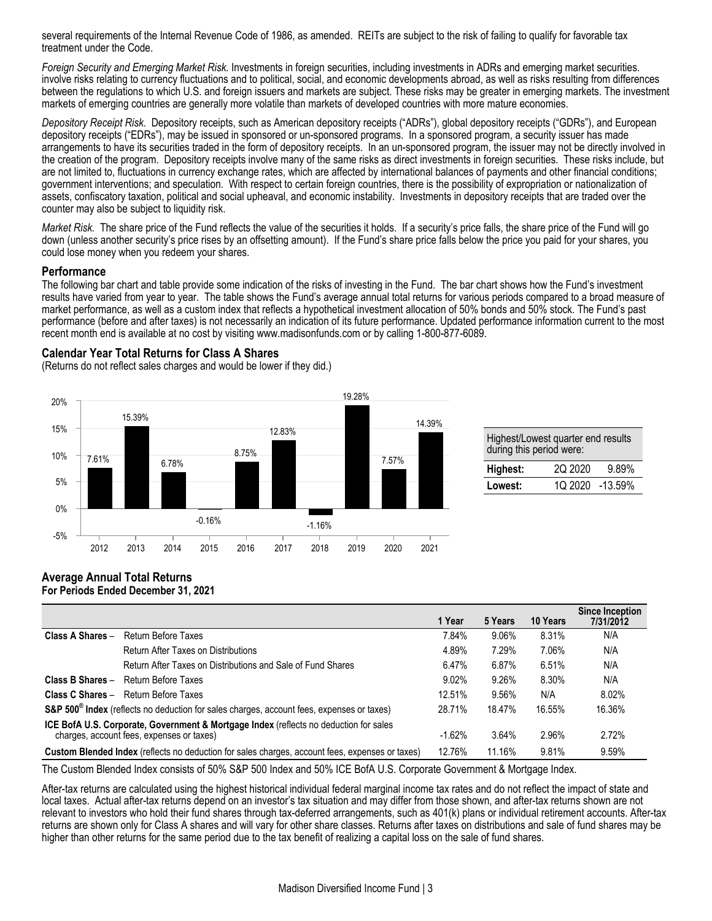several requirements of the Internal Revenue Code of 1986, as amended. REITs are subject to the risk of failing to qualify for favorable tax treatment under the Code.

*Foreign Security and Emerging Market Risk.* Investments in foreign securities, including investments in ADRs and emerging market securities. involve risks relating to currency fluctuations and to political, social, and economic developments abroad, as well as risks resulting from differences between the regulations to which U.S. and foreign issuers and markets are subject. These risks may be greater in emerging markets. The investment markets of emerging countries are generally more volatile than markets of developed countries with more mature economies.

*Depository Receipt Risk.* Depository receipts, such as American depository receipts ("ADRs"), global depository receipts ("GDRs"), and European depository receipts ("EDRs"), may be issued in sponsored or un-sponsored programs. In a sponsored program, a security issuer has made arrangements to have its securities traded in the form of depository receipts. In an un-sponsored program, the issuer may not be directly involved in the creation of the program. Depository receipts involve many of the same risks as direct investments in foreign securities. These risks include, but are not limited to, fluctuations in currency exchange rates, which are affected by international balances of payments and other financial conditions; government interventions; and speculation. With respect to certain foreign countries, there is the possibility of expropriation or nationalization of assets, confiscatory taxation, political and social upheaval, and economic instability. Investments in depository receipts that are traded over the counter may also be subject to liquidity risk.

*Market Risk.* The share price of the Fund reflects the value of the securities it holds. If a security's price falls, the share price of the Fund will go down (unless another security's price rises by an offsetting amount). If the Fund's share price falls below the price you paid for your shares, you could lose money when you redeem your shares.

## Performance

The following bar chart and table provide some indication of the risks of investing in the Fund. The bar chart shows how the Fund's investment results have varied from year to year. The table shows the Fund's average annual total returns for various periods compared to a broad measure of market performance, as well as a custom index that reflects a hypothetical investment allocation of 50% bonds and 50% stock. The Fund's past performance (before and after taxes) is not necessarily an indication of its future performance. Updated performance information current to the most recent month end is available at no cost by visiting www.madisonfunds.com or by calling 1-800-877-6089.

### Calendar Year Total Returns for Class A Shares

(Returns do not reflect sales charges and would be lower if they did.)

| Year | Return |
|---|---|
| 2012 | 7.61% |
| 2013 | 15.39% |
| 2014 | 6.78% |
| 2015 | -0.16% |
| 2016 | 8.75% |
| 2017 | 12.83% |
| 2018 | -1.16% |
| 2019 | 19.28% |
| 2020 | 7.57% |
| 2021 | 14.39% |

| Highest/Lowest quarter end results during this period were: | | |
|---|---|---|
| **Highest:** | 2Q 2020 | 9.89% |
| **Lowest:** | 1Q 2020 | -13.59% |

### Average Annual Total Returns
**For Periods Ended December 31, 2021**

| | | 1 Year | 5 Years | 10 Years | Since Inception 7/31/2012 |
|---|---|---|---|---|---|
| **Class A Shares –** | Return Before Taxes | 7.84% | 9.06% | 8.31% | N/A |
| | Return After Taxes on Distributions | 4.89% | 7.29% | 7.06% | N/A |
| | Return After Taxes on Distributions and Sale of Fund Shares | 6.47% | 6.87% | 6.51% | N/A |
| **Class B Shares –** | Return Before Taxes | 9.02% | 9.26% | 8.30% | N/A |
| **Class C Shares –** | Return Before Taxes | 12.51% | 9.56% | N/A | 8.02% |
| **S&P 500® Index** (reflects no deduction for sales charges, account fees, expenses or taxes) | | 28.71% | 18.47% | 16.55% | 16.36% |
| **ICE BofA U.S. Corporate, Government & Mortgage Index** (reflects no deduction for sales charges, account fees, expenses or taxes) | | -1.62% | 3.64% | 2.96% | 2.72% |
| **Custom Blended Index** (reflects no deduction for sales charges, account fees, expenses or taxes) | | 12.76% | 11.16% | 9.81% | 9.59% |

The Custom Blended Index consists of 50% S&P 500 Index and 50% ICE BofA U.S. Corporate Government & Mortgage Index.

After-tax returns are calculated using the highest historical individual federal marginal income tax rates and do not reflect the impact of state and local taxes. Actual after-tax returns depend on an investor's tax situation and may differ from those shown, and after-tax returns shown are not relevant to investors who hold their fund shares through tax-deferred arrangements, such as 401(k) plans or individual retirement accounts. After-tax returns are shown only for Class A shares and will vary for other share classes. Returns after taxes on distributions and sale of fund shares may be higher than other returns for the same period due to the tax benefit of realizing a capital loss on the sale of fund shares.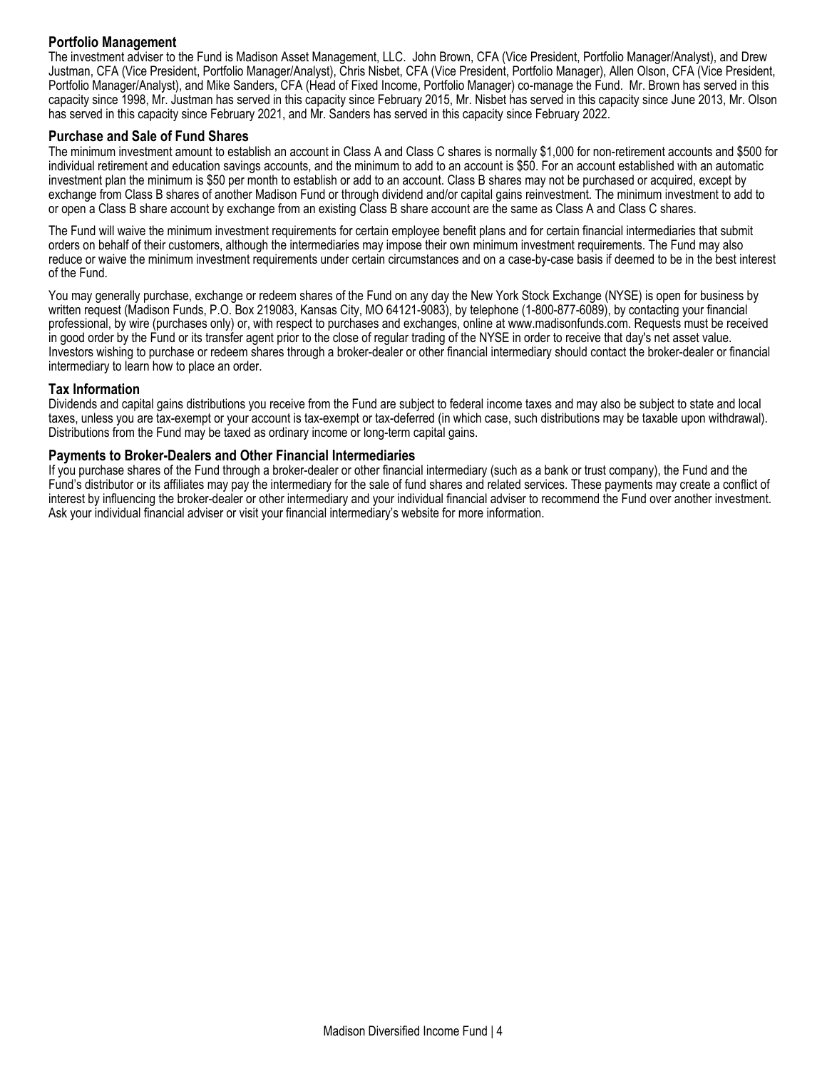## Portfolio Management

The investment adviser to the Fund is Madison Asset Management, LLC. John Brown, CFA (Vice President, Portfolio Manager/Analyst), and Drew Justman, CFA (Vice President, Portfolio Manager/Analyst), Chris Nisbet, CFA (Vice President, Portfolio Manager), Allen Olson, CFA (Vice President, Portfolio Manager/Analyst), and Mike Sanders, CFA (Head of Fixed Income, Portfolio Manager) co-manage the Fund. Mr. Brown has served in this capacity since 1998, Mr. Justman has served in this capacity since February 2015, Mr. Nisbet has served in this capacity since June 2013, Mr. Olson has served in this capacity since February 2021, and Mr. Sanders has served in this capacity since February 2022.

## Purchase and Sale of Fund Shares

The minimum investment amount to establish an account in Class A and Class C shares is normally $1,000 for non-retirement accounts and $500 for individual retirement and education savings accounts, and the minimum to add to an account is $50. For an account established with an automatic investment plan the minimum is $50 per month to establish or add to an account. Class B shares may not be purchased or acquired, except by exchange from Class B shares of another Madison Fund or through dividend and/or capital gains reinvestment. The minimum investment to add to or open a Class B share account by exchange from an existing Class B share account are the same as Class A and Class C shares.

The Fund will waive the minimum investment requirements for certain employee benefit plans and for certain financial intermediaries that submit orders on behalf of their customers, although the intermediaries may impose their own minimum investment requirements. The Fund may also reduce or waive the minimum investment requirements under certain circumstances and on a case-by-case basis if deemed to be in the best interest of the Fund.

You may generally purchase, exchange or redeem shares of the Fund on any day the New York Stock Exchange (NYSE) is open for business by written request (Madison Funds, P.O. Box 219083, Kansas City, MO 64121-9083), by telephone (1-800-877-6089), by contacting your financial professional, by wire (purchases only) or, with respect to purchases and exchanges, online at www.madisonfunds.com. Requests must be received in good order by the Fund or its transfer agent prior to the close of regular trading of the NYSE in order to receive that day's net asset value. Investors wishing to purchase or redeem shares through a broker-dealer or other financial intermediary should contact the broker-dealer or financial intermediary to learn how to place an order.

## Tax Information

Dividends and capital gains distributions you receive from the Fund are subject to federal income taxes and may also be subject to state and local taxes, unless you are tax-exempt or your account is tax-exempt or tax-deferred (in which case, such distributions may be taxable upon withdrawal). Distributions from the Fund may be taxed as ordinary income or long-term capital gains.

## Payments to Broker-Dealers and Other Financial Intermediaries

If you purchase shares of the Fund through a broker-dealer or other financial intermediary (such as a bank or trust company), the Fund and the Fund's distributor or its affiliates may pay the intermediary for the sale of fund shares and related services. These payments may create a conflict of interest by influencing the broker-dealer or other intermediary and your individual financial adviser to recommend the Fund over another investment. Ask your individual financial adviser or visit your financial intermediary's website for more information.